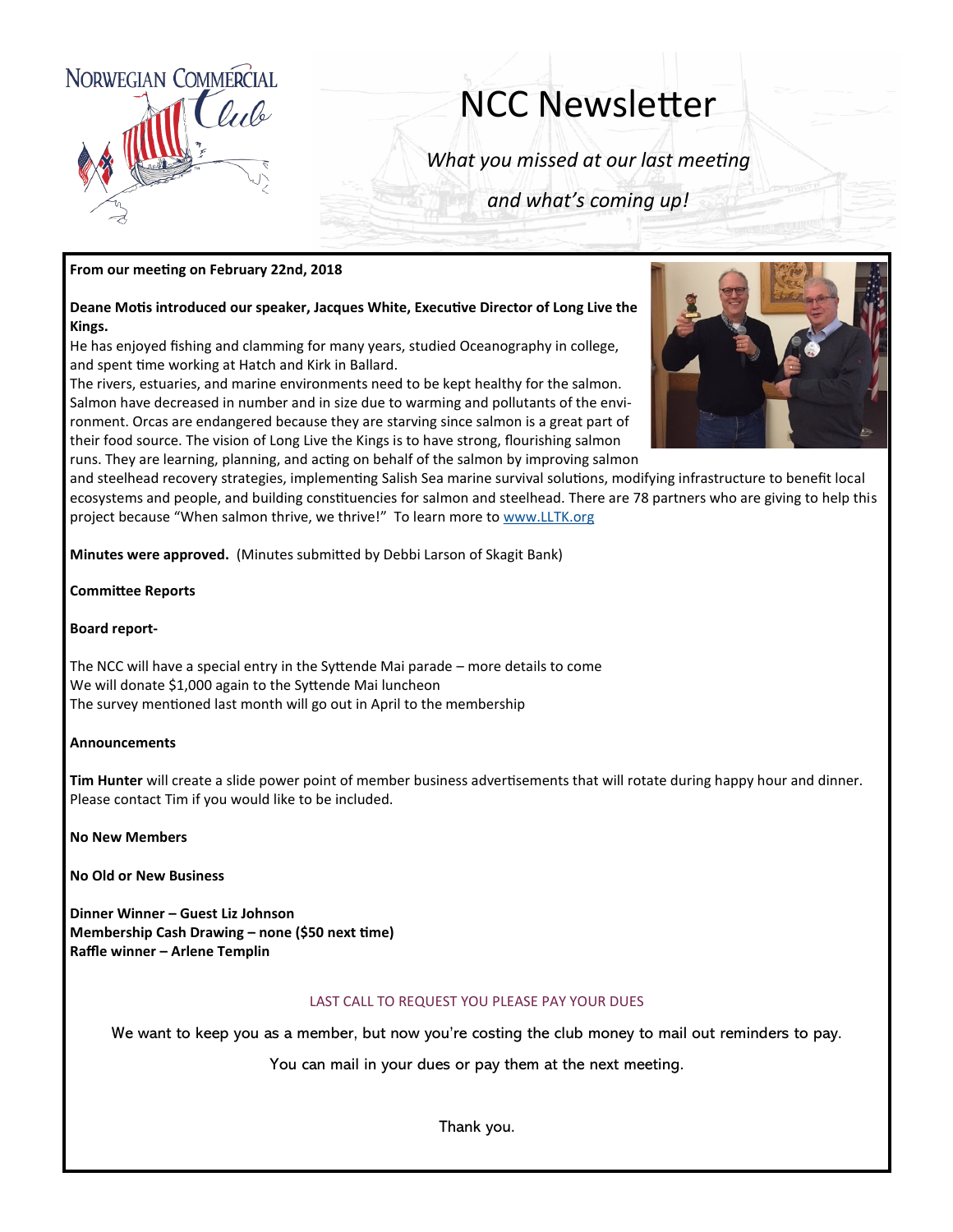# NCC Newsletter

*What you missed at our last meeting*

*and what's coming up!*

**From our meeting on February 22nd, 2018**

**Deane Motis introduced our speaker, Jacques White, Executive Director of Long Live the Kings.**

He has enjoyed fishing and clamming for many years, studied Oceanography in college, and spent time working at Hatch and Kirk in Ballard.

The rivers, estuaries, and marine environments need to be kept healthy for the salmon. Salmon have decreased in number and in size due to warming and pollutants of the environment. Orcas are endangered because they are starving since salmon is a great part of their food source. The vision of Long Live the Kings is to have strong, flourishing salmon runs. They are learning, planning, and acting on behalf of the salmon by improving salmon and steelhead recovery strategies, implementing Salish Sea marine survival solutions, modifying infrastructure to benefit local ecosystems and people, and building constituencies for salmon and steelhead. There are 78 partners who are giving to help this project because "When salmon thrive, we thrive!" To learn more to www.LLTK.org

**Minutes were approved.** (Minutes submitted by Debbi Larson of Skagit Bank)

**Committee Reports**

**Board report-**

The NCC will have a special entry in the Syttende Mai parade – more details to come
We will donate $1,000 again to the Syttende Mai luncheon
The survey mentioned last month will go out in April to the membership

**Announcements**

**Tim Hunter** will create a slide power point of member business advertisements that will rotate during happy hour and dinner. Please contact Tim if you would like to be included.

**No New Members**

**No Old or New Business**

**Dinner Winner – Guest Liz Johnson**
**Membership Cash Drawing – none ($50 next time)**
**Raffle winner – Arlene Templin**

LAST CALL TO REQUEST YOU PLEASE PAY YOUR DUES

We want to keep you as a member, but now you're costing the club money to mail out reminders to pay.

You can mail in your dues or pay them at the next meeting.

Thank you.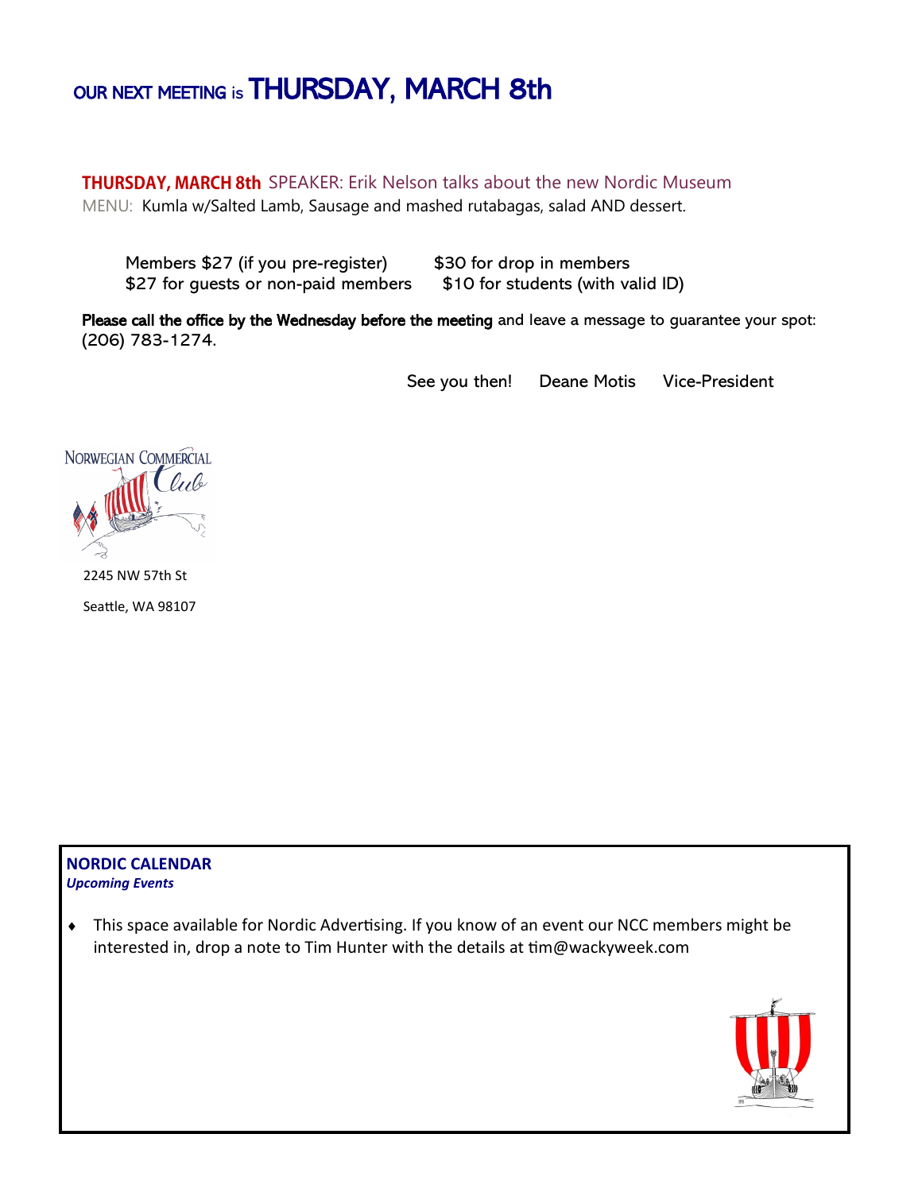# OUR NEXT MEETING is THURSDAY, MARCH 8th

**THURSDAY, MARCH 8th** SPEAKER: Erik Nelson talks about the new Nordic Museum

MENU: Kumla w/Salted Lamb, Sausage and mashed rutabagas, salad AND dessert.

Members $27 (if you pre-register) $30 for drop in members
$27 for guests or non-paid members $10 for students (with valid ID)

**Please call the office by the Wednesday before the meeting** and leave a message to guarantee your spot: (206) 783-1274.

See you then! Deane Motis Vice-President

NORWEGIAN COMMERCIAL Club

2245 NW 57th St

Seattle, WA 98107

**NORDIC CALENDAR**

***Upcoming Events***

- This space available for Nordic Advertising. If you know of an event our NCC members might be interested in, drop a note to Tim Hunter with the details at tim@wackyweek.com